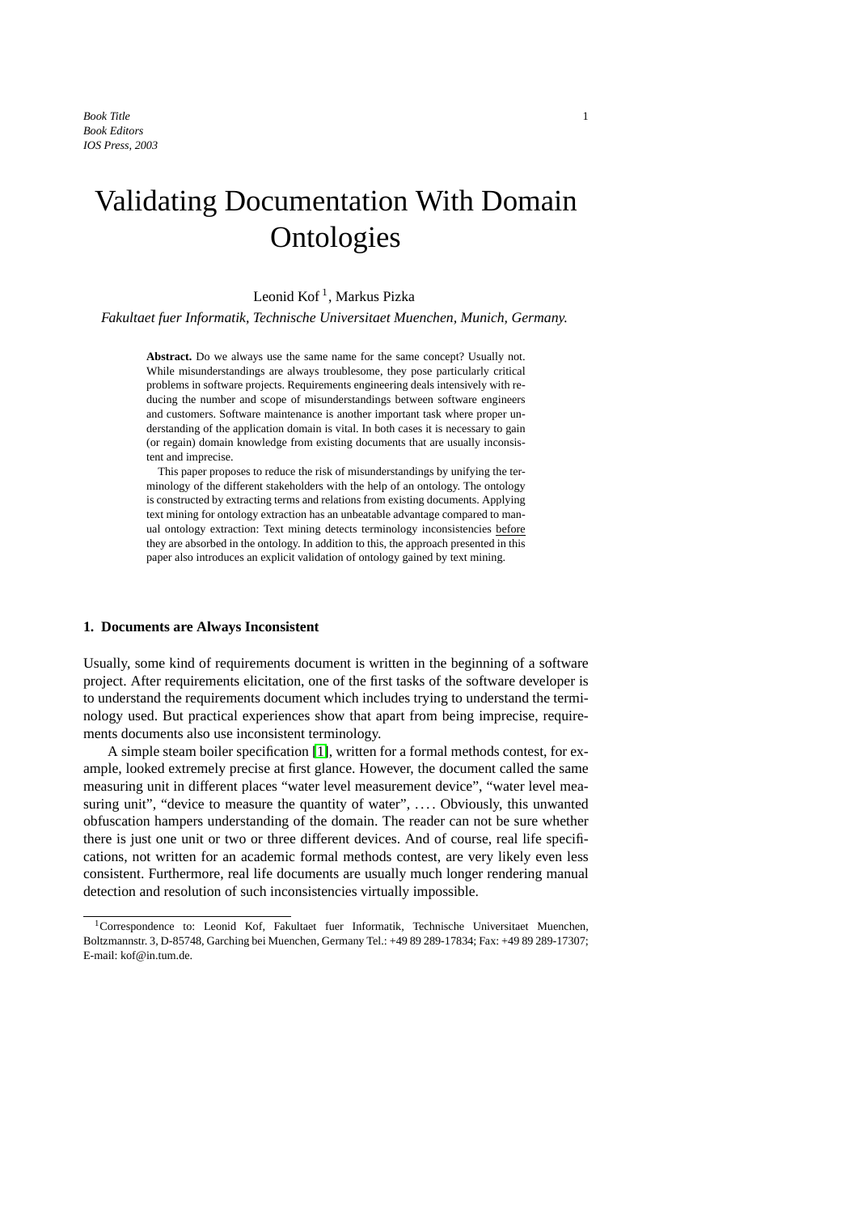# Validating Documentation With Domain Ontologies

Leonid Kof [1], Markus Pizka

*Fakultaet fuer Informatik, Technische Universitaet Muenchen, Munich, Germany.*

**Abstract.** Do we always use the same name for the same concept? Usually not. While misunderstandings are always troublesome, they pose particularly critical problems in software projects. Requirements engineering deals intensively with reducing the number and scope of misunderstandings between software engineers and customers. Software maintenance is another important task where proper understanding of the application domain is vital. In both cases it is necessary to gain (or regain) domain knowledge from existing documents that are usually inconsistent and imprecise.

This paper proposes to reduce the risk of misunderstandings by unifying the terminology of the different stakeholders with the help of an ontology. The ontology is constructed by extracting terms and relations from existing documents. Applying text mining for ontology extraction has an unbeatable advantage compared to manual ontology extraction: Text mining detects terminology inconsistencies before they are absorbed in the ontology. In addition to this, the approach presented in this paper also introduces an explicit validation of ontology gained by text mining.

## 1. Documents are Always Inconsistent

Usually, some kind of requirements document is written in the beginning of a software project. After requirements elicitation, one of the first tasks of the software developer is to understand the requirements document which includes trying to understand the terminology used. But practical experiences show that apart from being imprecise, requirements documents also use inconsistent terminology.

A simple steam boiler specification [1], written for a formal methods contest, for example, looked extremely precise at first glance. However, the document called the same measuring unit in different places "water level measurement device", "water level measuring unit", "device to measure the quantity of water", .... Obviously, this unwanted obfuscation hampers understanding of the domain. The reader can not be sure whether there is just one unit or two or three different devices. And of course, real life specifications, not written for an academic formal methods contest, are very likely even less consistent. Furthermore, real life documents are usually much longer rendering manual detection and resolution of such inconsistencies virtually impossible.

[1] Correspondence to: Leonid Kof, Fakultaet fuer Informatik, Technische Universitaet Muenchen, Boltzmannstr. 3, D-85748, Garching bei Muenchen, Germany Tel.: +49 89 289-17834; Fax: +49 89 289-17307; E-mail: kof@in.tum.de.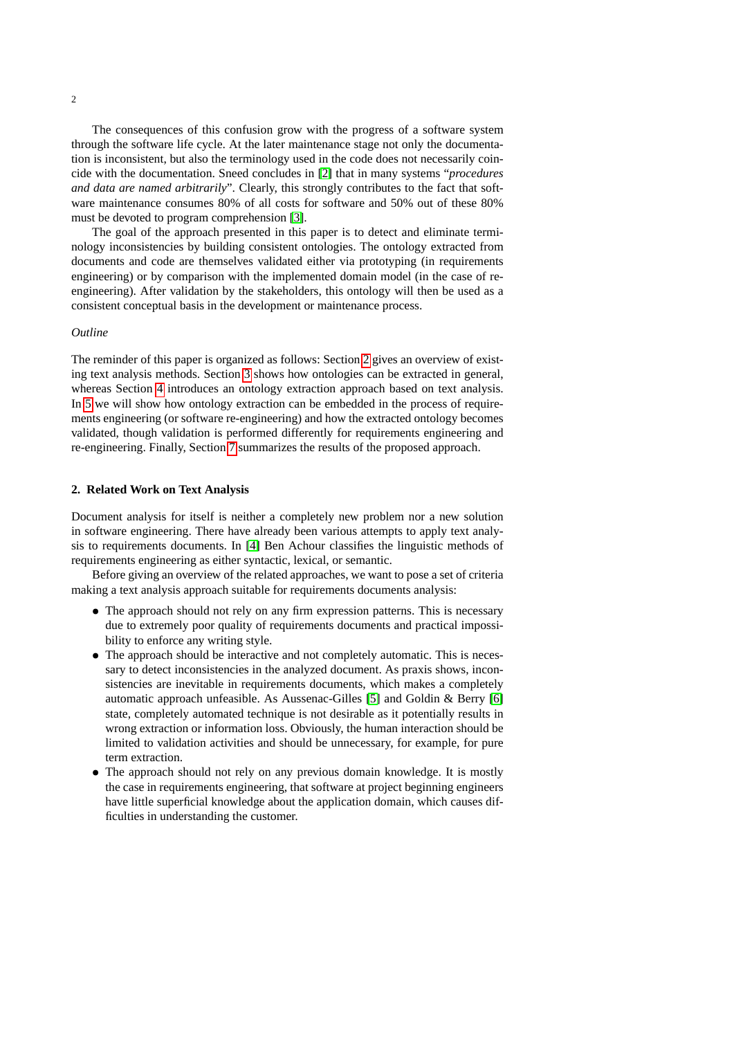The consequences of this confusion grow with the progress of a software system through the software life cycle. At the later maintenance stage not only the documentation is inconsistent, but also the terminology used in the code does not necessarily coincide with the documentation. Sneed concludes in [2] that in many systems "*procedures and data are named arbitrarily*". Clearly, this strongly contributes to the fact that software maintenance consumes 80% of all costs for software and 50% out of these 80% must be devoted to program comprehension [3].

The goal of the approach presented in this paper is to detect and eliminate terminology inconsistencies by building consistent ontologies. The ontology extracted from documents and code are themselves validated either via prototyping (in requirements engineering) or by comparison with the implemented domain model (in the case of re-engineering). After validation by the stakeholders, this ontology will then be used as a consistent conceptual basis in the development or maintenance process.

*Outline*

The reminder of this paper is organized as follows: Section 2 gives an overview of existing text analysis methods. Section 3 shows how ontologies can be extracted in general, whereas Section 4 introduces an ontology extraction approach based on text analysis. In 5 we will show how ontology extraction can be embedded in the process of requirements engineering (or software re-engineering) and how the extracted ontology becomes validated, though validation is performed differently for requirements engineering and re-engineering. Finally, Section 7 summarizes the results of the proposed approach.

## 2. Related Work on Text Analysis

Document analysis for itself is neither a completely new problem nor a new solution in software engineering. There have already been various attempts to apply text analysis to requirements documents. In [4] Ben Achour classifies the linguistic methods of requirements engineering as either syntactic, lexical, or semantic.

Before giving an overview of the related approaches, we want to pose a set of criteria making a text analysis approach suitable for requirements documents analysis:

- The approach should not rely on any firm expression patterns. This is necessary due to extremely poor quality of requirements documents and practical impossibility to enforce any writing style.
- The approach should be interactive and not completely automatic. This is necessary to detect inconsistencies in the analyzed document. As praxis shows, inconsistencies are inevitable in requirements documents, which makes a completely automatic approach unfeasible. As Aussenac-Gilles [5] and Goldin & Berry [6] state, completely automated technique is not desirable as it potentially results in wrong extraction or information loss. Obviously, the human interaction should be limited to validation activities and should be unnecessary, for example, for pure term extraction.
- The approach should not rely on any previous domain knowledge. It is mostly the case in requirements engineering, that software at project beginning engineers have little superficial knowledge about the application domain, which causes difficulties in understanding the customer.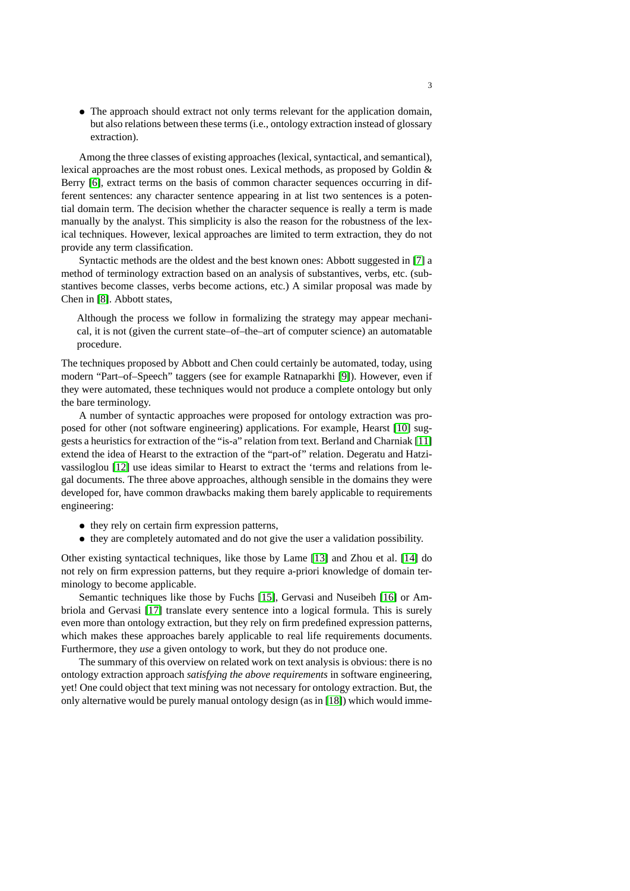- The approach should extract not only terms relevant for the application domain, but also relations between these terms (i.e., ontology extraction instead of glossary extraction).

Among the three classes of existing approaches (lexical, syntactical, and semantical), lexical approaches are the most robust ones. Lexical methods, as proposed by Goldin & Berry [6], extract terms on the basis of common character sequences occurring in different sentences: any character sentence appearing in at list two sentences is a potential domain term. The decision whether the character sequence is really a term is made manually by the analyst. This simplicity is also the reason for the robustness of the lexical techniques. However, lexical approaches are limited to term extraction, they do not provide any term classification.

Syntactic methods are the oldest and the best known ones: Abbott suggested in [7] a method of terminology extraction based on an analysis of substantives, verbs, etc. (substantives become classes, verbs become actions, etc.) A similar proposal was made by Chen in [8]. Abbott states,

> Although the process we follow in formalizing the strategy may appear mechanical, it is not (given the current state–of–the–art of computer science) an automatable procedure.

The techniques proposed by Abbott and Chen could certainly be automated, today, using modern "Part–of–Speech" taggers (see for example Ratnaparkhi [9]). However, even if they were automated, these techniques would not produce a complete ontology but only the bare terminology.

A number of syntactic approaches were proposed for ontology extraction was proposed for other (not software engineering) applications. For example, Hearst [10] suggests a heuristics for extraction of the "is-a" relation from text. Berland and Charniak [11] extend the idea of Hearst to the extraction of the "part-of" relation. Degeratu and Hatzivassiloglou [12] use ideas similar to Hearst to extract the 'terms and relations from legal documents. The three above approaches, although sensible in the domains they were developed for, have common drawbacks making them barely applicable to requirements engineering:

- they rely on certain firm expression patterns,
- they are completely automated and do not give the user a validation possibility.

Other existing syntactical techniques, like those by Lame [13] and Zhou et al. [14] do not rely on firm expression patterns, but they require a-priori knowledge of domain terminology to become applicable.

Semantic techniques like those by Fuchs [15], Gervasi and Nuseibeh [16] or Ambriola and Gervasi [17] translate every sentence into a logical formula. This is surely even more than ontology extraction, but they rely on firm predefined expression patterns, which makes these approaches barely applicable to real life requirements documents. Furthermore, they *use* a given ontology to work, but they do not produce one.

The summary of this overview on related work on text analysis is obvious: there is no ontology extraction approach *satisfying the above requirements* in software engineering, yet! One could object that text mining was not necessary for ontology extraction. But, the only alternative would be purely manual ontology design (as in [18]) which would imme-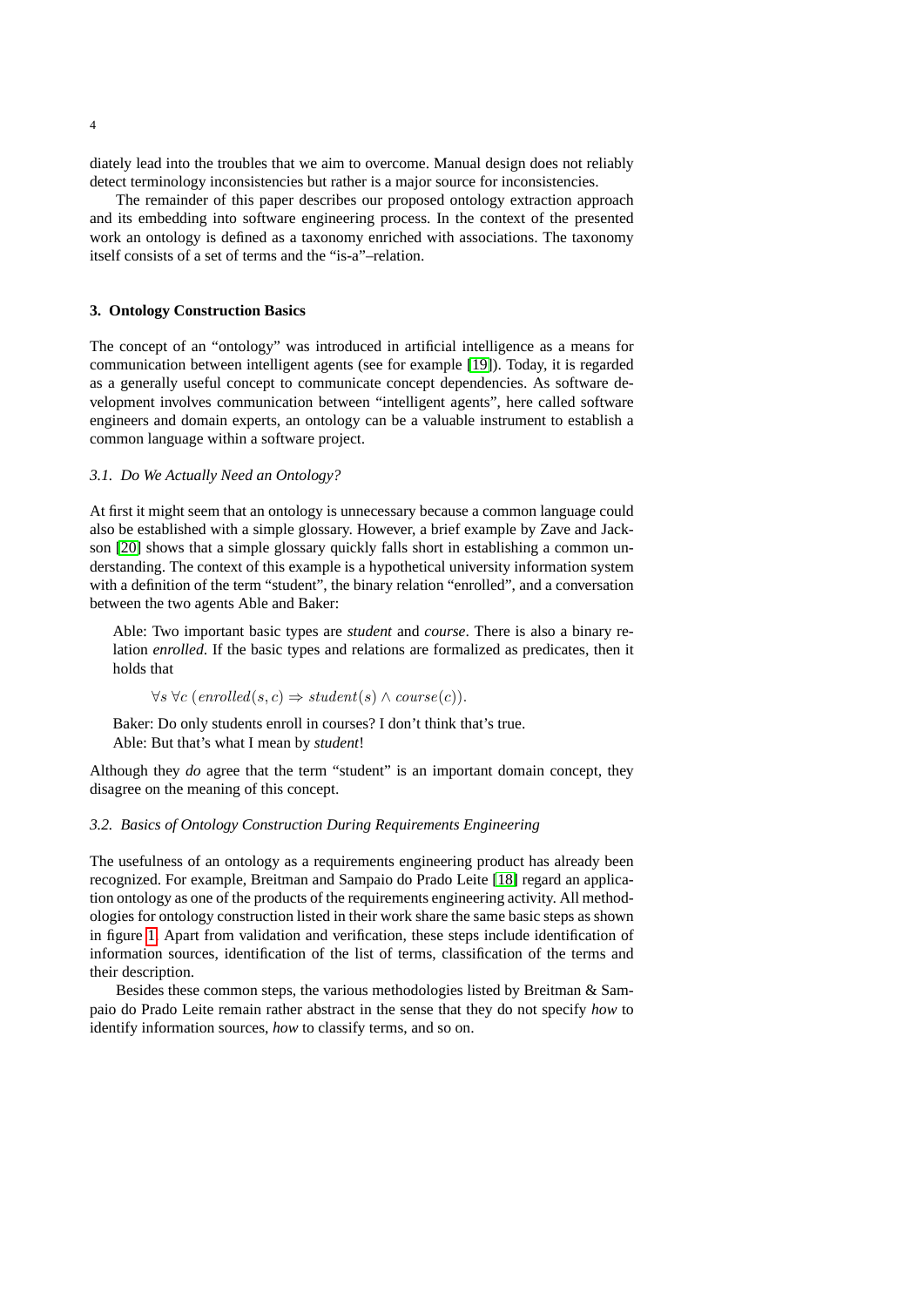diately lead into the troubles that we aim to overcome. Manual design does not reliably detect terminology inconsistencies but rather is a major source for inconsistencies.

The remainder of this paper describes our proposed ontology extraction approach and its embedding into software engineering process. In the context of the presented work an ontology is defined as a taxonomy enriched with associations. The taxonomy itself consists of a set of terms and the "is-a"–relation.

## 3. Ontology Construction Basics

The concept of an "ontology" was introduced in artificial intelligence as a means for communication between intelligent agents (see for example [19]). Today, it is regarded as a generally useful concept to communicate concept dependencies. As software development involves communication between "intelligent agents", here called software engineers and domain experts, an ontology can be a valuable instrument to establish a common language within a software project.

### *3.1. Do We Actually Need an Ontology?*

At first it might seem that an ontology is unnecessary because a common language could also be established with a simple glossary. However, a brief example by Zave and Jackson [20] shows that a simple glossary quickly falls short in establishing a common understanding. The context of this example is a hypothetical university information system with a definition of the term "student", the binary relation "enrolled", and a conversation between the two agents Able and Baker:

> Able: Two important basic types are *student* and *course*. There is also a binary relation *enrolled*. If the basic types and relations are formalized as predicates, then it holds that
>
> $$\forall s\ \forall c\ (enrolled(s,c) \Rightarrow student(s) \wedge course(c)).$$
>
> Baker: Do only students enroll in courses? I don't think that's true.
> Able: But that's what I mean by *student*!

Although they *do* agree that the term "student" is an important domain concept, they disagree on the meaning of this concept.

### *3.2. Basics of Ontology Construction During Requirements Engineering*

The usefulness of an ontology as a requirements engineering product has already been recognized. For example, Breitman and Sampaio do Prado Leite [18] regard an application ontology as one of the products of the requirements engineering activity. All methodologies for ontology construction listed in their work share the same basic steps as shown in figure 1. Apart from validation and verification, these steps include identification of information sources, identification of the list of terms, classification of the terms and their description.

Besides these common steps, the various methodologies listed by Breitman & Sampaio do Prado Leite remain rather abstract in the sense that they do not specify *how* to identify information sources, *how* to classify terms, and so on.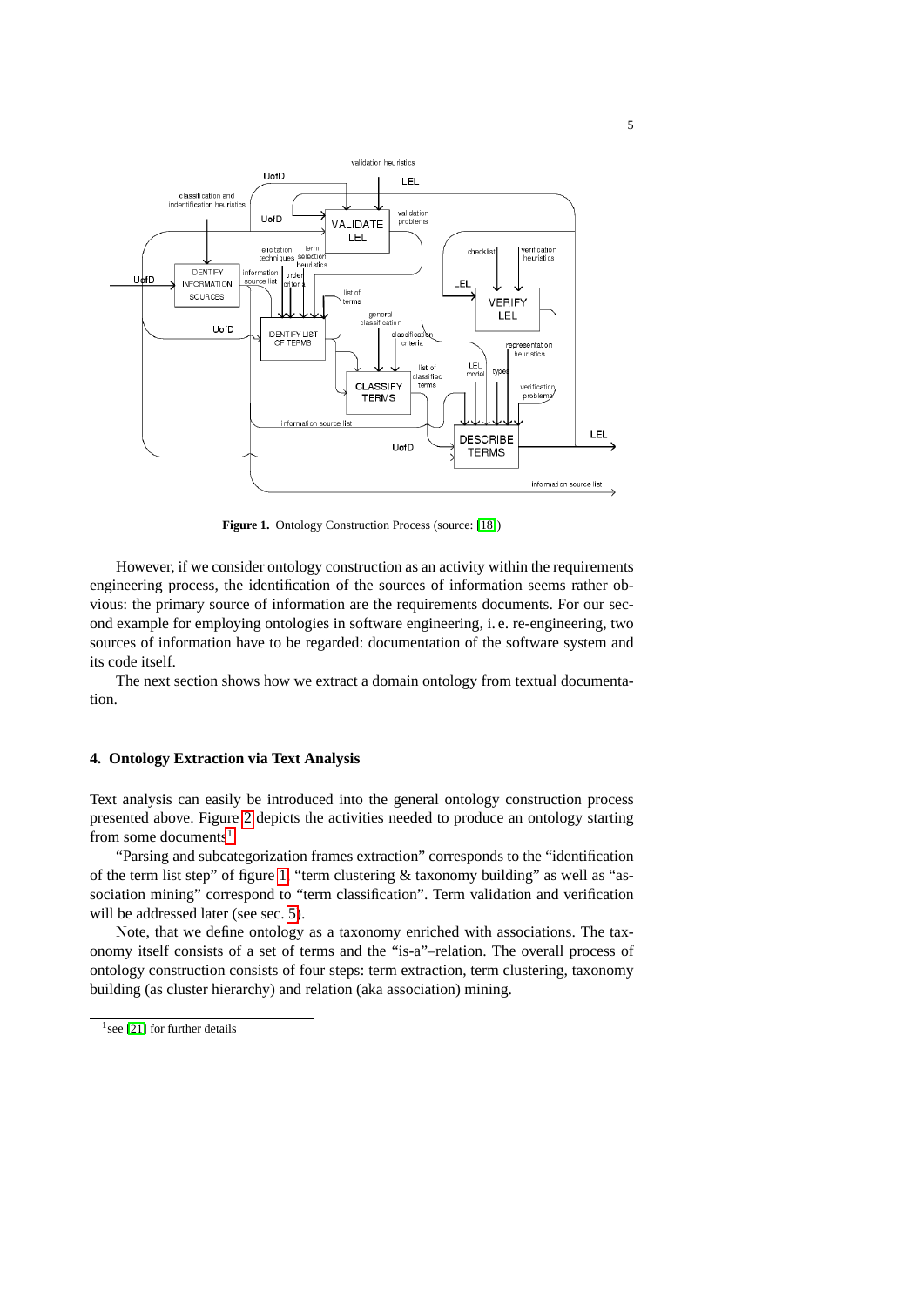**Figure 1.** Ontology Construction Process (source: [18])

However, if we consider ontology construction as an activity within the requirements engineering process, the identification of the sources of information seems rather obvious: the primary source of information are the requirements documents. For our second example for employing ontologies in software engineering, i. e. re-engineering, two sources of information have to be regarded: documentation of the software system and its code itself.

The next section shows how we extract a domain ontology from textual documentation.

## 4. Ontology Extraction via Text Analysis

Text analysis can easily be introduced into the general ontology construction process presented above. Figure 2 depicts the activities needed to produce an ontology starting from some documents[1].

"Parsing and subcategorization frames extraction" corresponds to the "identification of the term list step" of figure 1, "term clustering & taxonomy building" as well as "association mining" correspond to "term classification". Term validation and verification will be addressed later (see sec. 5).

Note, that we define ontology as a taxonomy enriched with associations. The taxonomy itself consists of a set of terms and the "is-a"–relation. The overall process of ontology construction consists of four steps: term extraction, term clustering, taxonomy building (as cluster hierarchy) and relation (aka association) mining.

[1] see [21] for further details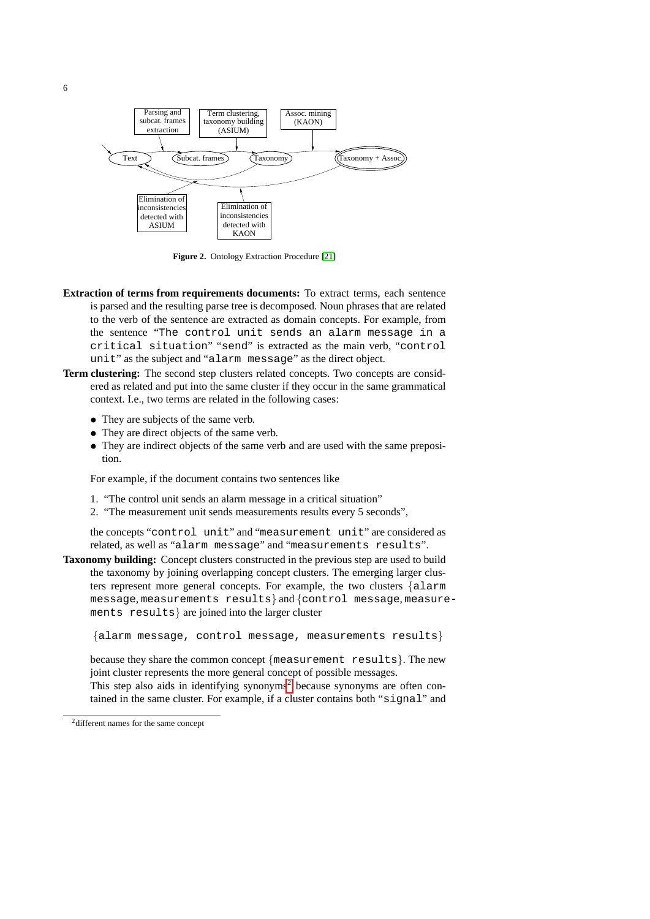Figure 2. Ontology Extraction Procedure [21]

**Extraction of terms from requirements documents:** To extract terms, each sentence is parsed and the resulting parse tree is decomposed. Noun phrases that are related to the verb of the sentence are extracted as domain concepts. For example, from the sentence "`The control unit sends an alarm message in a critical situation`" "`send`" is extracted as the main verb, "`control unit`" as the subject and "`alarm message`" as the direct object.

**Term clustering:** The second step clusters related concepts. Two concepts are considered as related and put into the same cluster if they occur in the same grammatical context. I.e., two terms are related in the following cases:

- They are subjects of the same verb.
- They are direct objects of the same verb.
- They are indirect objects of the same verb and are used with the same preposition.

For example, if the document contains two sentences like

1. "The control unit sends an alarm message in a critical situation"
2. "The measurement unit sends measurements results every 5 seconds",

the concepts "`control unit`" and "`measurement unit`" are considered as related, as well as "`alarm message`" and "`measurements results`".

**Taxonomy building:** Concept clusters constructed in the previous step are used to build the taxonomy by joining overlapping concept clusters. The emerging larger clusters represent more general concepts. For example, the two clusters {`alarm message`, `measurements results`} and {`control message`, `measurements results`} are joined into the larger cluster

{`alarm message, control message, measurements results`}

because they share the common concept {`measurement results`}. The new joint cluster represents the more general concept of possible messages.
This step also aids in identifying synonyms[2] because synonyms are often contained in the same cluster. For example, if a cluster contains both "`signal`" and

[2] different names for the same concept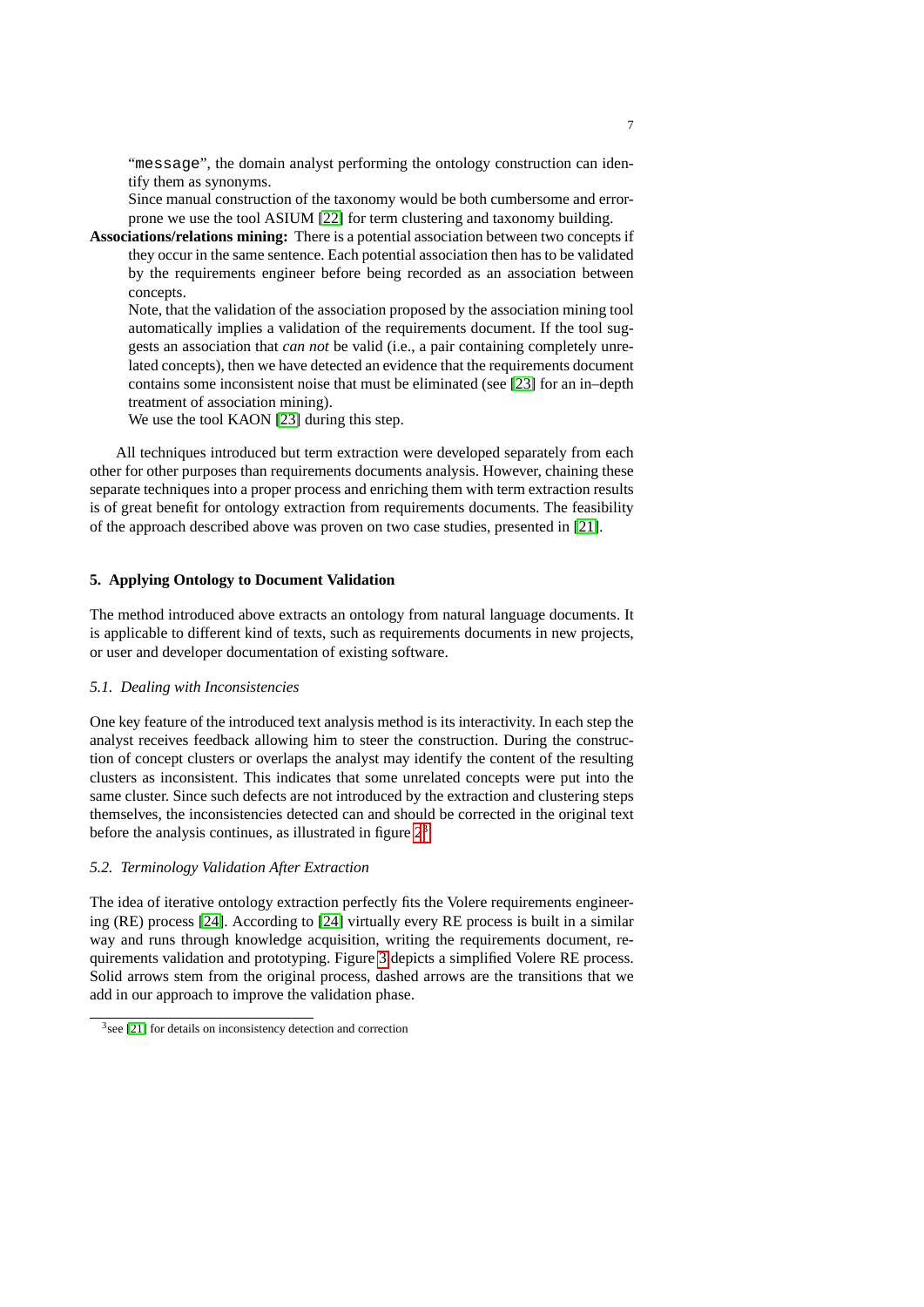"`message`", the domain analyst performing the ontology construction can identify them as synonyms.

Since manual construction of the taxonomy would be both cumbersome and error-prone we use the tool ASIUM [22] for term clustering and taxonomy building.

**Associations/relations mining:** There is a potential association between two concepts if they occur in the same sentence. Each potential association then has to be validated by the requirements engineer before being recorded as an association between concepts.

Note, that the validation of the association proposed by the association mining tool automatically implies a validation of the requirements document. If the tool suggests an association that *can not* be valid (i.e., a pair containing completely unrelated concepts), then we have detected an evidence that the requirements document contains some inconsistent noise that must be eliminated (see [23] for an in–depth treatment of association mining).

We use the tool KAON [23] during this step.

All techniques introduced but term extraction were developed separately from each other for other purposes than requirements documents analysis. However, chaining these separate techniques into a proper process and enriching them with term extraction results is of great benefit for ontology extraction from requirements documents. The feasibility of the approach described above was proven on two case studies, presented in [21].

## 5. Applying Ontology to Document Validation

The method introduced above extracts an ontology from natural language documents. It is applicable to different kind of texts, such as requirements documents in new projects, or user and developer documentation of existing software.

### *5.1. Dealing with Inconsistencies*

One key feature of the introduced text analysis method is its interactivity. In each step the analyst receives feedback allowing him to steer the construction. During the construction of concept clusters or overlaps the analyst may identify the content of the resulting clusters as inconsistent. This indicates that some unrelated concepts were put into the same cluster. Since such defects are not introduced by the extraction and clustering steps themselves, the inconsistencies detected can and should be corrected in the original text before the analysis continues, as illustrated in figure 2[3].

### *5.2. Terminology Validation After Extraction*

The idea of iterative ontology extraction perfectly fits the Volere requirements engineering (RE) process [24]. According to [24] virtually every RE process is built in a similar way and runs through knowledge acquisition, writing the requirements document, requirements validation and prototyping. Figure 3 depicts a simplified Volere RE process. Solid arrows stem from the original process, dashed arrows are the transitions that we add in our approach to improve the validation phase.

[3] see [21] for details on inconsistency detection and correction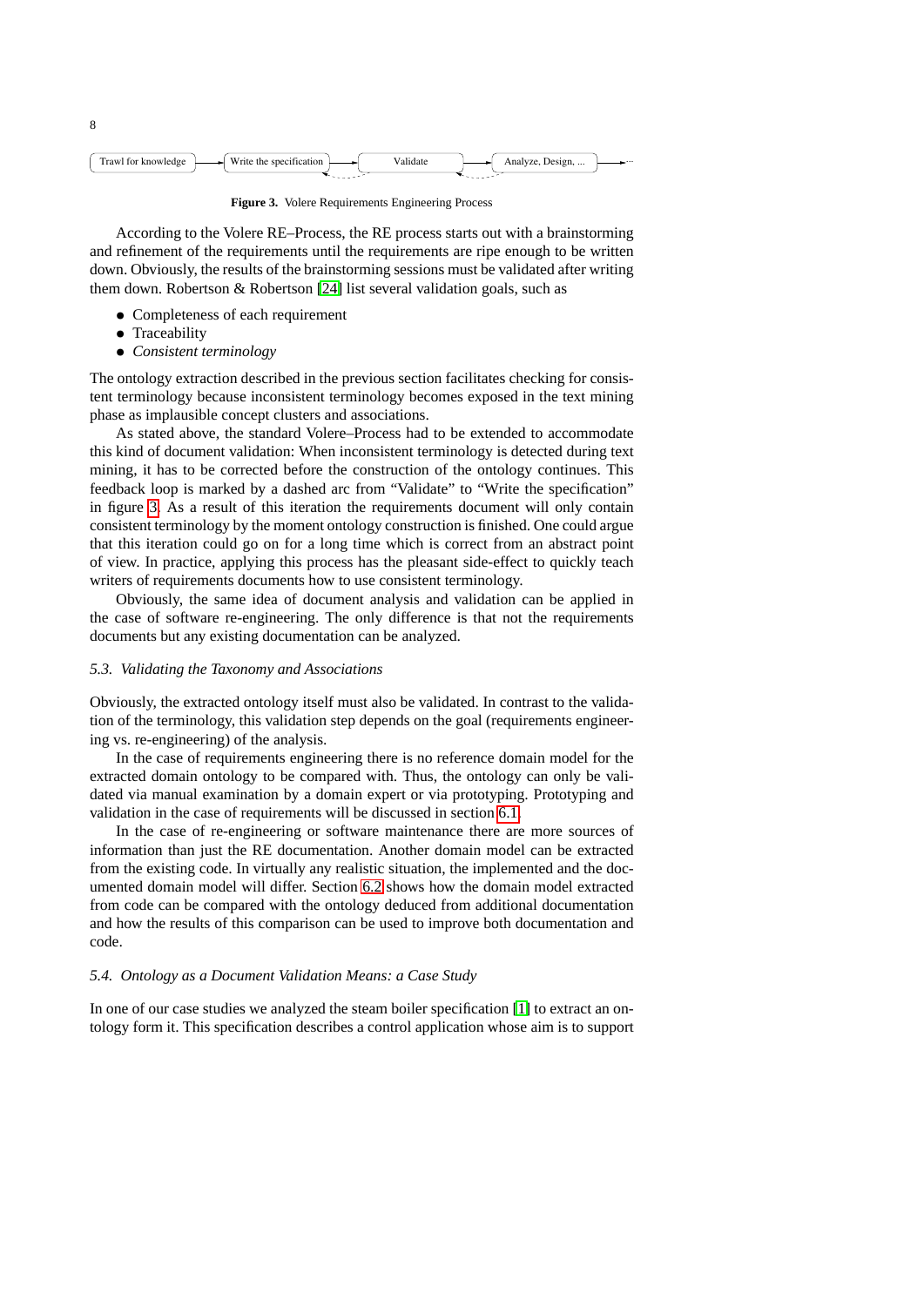Trawl for knowledge → Write the specification → Validate → Analyze, Design, ... → ...

**Figure 3.** Volere Requirements Engineering Process

According to the Volere RE–Process, the RE process starts out with a brainstorming and refinement of the requirements until the requirements are ripe enough to be written down. Obviously, the results of the brainstorming sessions must be validated after writing them down. Robertson & Robertson [24] list several validation goals, such as

- Completeness of each requirement
- Traceability
- *Consistent terminology*

The ontology extraction described in the previous section facilitates checking for consistent terminology because inconsistent terminology becomes exposed in the text mining phase as implausible concept clusters and associations.

As stated above, the standard Volere–Process had to be extended to accommodate this kind of document validation: When inconsistent terminology is detected during text mining, it has to be corrected before the construction of the ontology continues. This feedback loop is marked by a dashed arc from "Validate" to "Write the specification" in figure 3. As a result of this iteration the requirements document will only contain consistent terminology by the moment ontology construction is finished. One could argue that this iteration could go on for a long time which is correct from an abstract point of view. In practice, applying this process has the pleasant side-effect to quickly teach writers of requirements documents how to use consistent terminology.

Obviously, the same idea of document analysis and validation can be applied in the case of software re-engineering. The only difference is that not the requirements documents but any existing documentation can be analyzed.

### *5.3. Validating the Taxonomy and Associations*

Obviously, the extracted ontology itself must also be validated. In contrast to the validation of the terminology, this validation step depends on the goal (requirements engineering vs. re-engineering) of the analysis.

In the case of requirements engineering there is no reference domain model for the extracted domain ontology to be compared with. Thus, the ontology can only be validated via manual examination by a domain expert or via prototyping. Prototyping and validation in the case of requirements will be discussed in section 6.1.

In the case of re-engineering or software maintenance there are more sources of information than just the RE documentation. Another domain model can be extracted from the existing code. In virtually any realistic situation, the implemented and the documented domain model will differ. Section 6.2 shows how the domain model extracted from code can be compared with the ontology deduced from additional documentation and how the results of this comparison can be used to improve both documentation and code.

### *5.4. Ontology as a Document Validation Means: a Case Study*

In one of our case studies we analyzed the steam boiler specification [1] to extract an ontology form it. This specification describes a control application whose aim is to support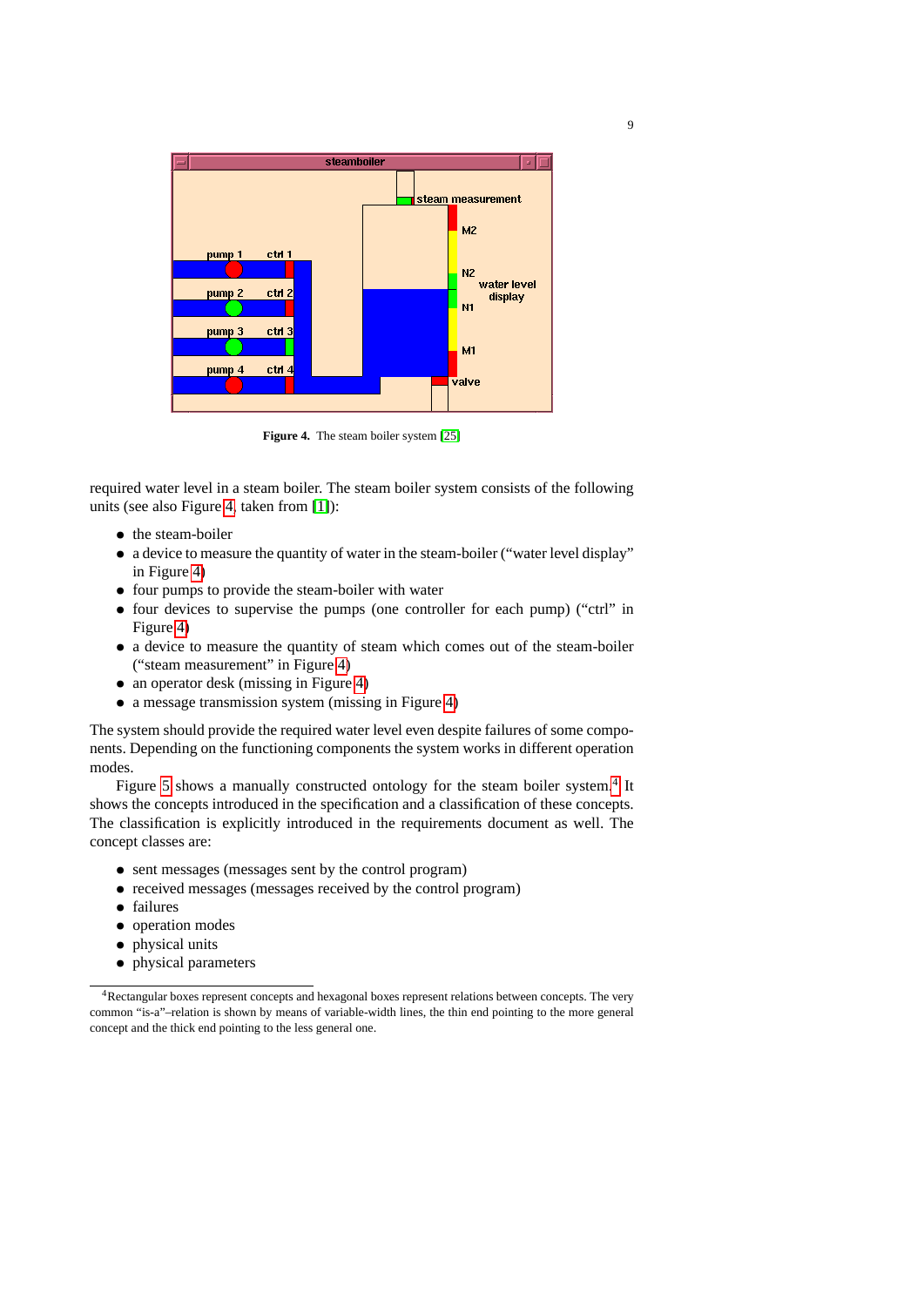**Figure 4.** The steam boiler system [25]

required water level in a steam boiler. The steam boiler system consists of the following units (see also Figure 4, taken from [1]):

- the steam-boiler
- a device to measure the quantity of water in the steam-boiler ("water level display" in Figure 4)
- four pumps to provide the steam-boiler with water
- four devices to supervise the pumps (one controller for each pump) ("ctrl" in Figure 4)
- a device to measure the quantity of steam which comes out of the steam-boiler ("steam measurement" in Figure 4)
- an operator desk (missing in Figure 4)
- a message transmission system (missing in Figure 4)

The system should provide the required water level even despite failures of some components. Depending on the functioning components the system works in different operation modes.

Figure 5 shows a manually constructed ontology for the steam boiler system.[4] It shows the concepts introduced in the specification and a classification of these concepts. The classification is explicitly introduced in the requirements document as well. The concept classes are:

- sent messages (messages sent by the control program)
- received messages (messages received by the control program)
- failures
- operation modes
- physical units
- physical parameters

[4] Rectangular boxes represent concepts and hexagonal boxes represent relations between concepts. The very common "is-a"–relation is shown by means of variable-width lines, the thin end pointing to the more general concept and the thick end pointing to the less general one.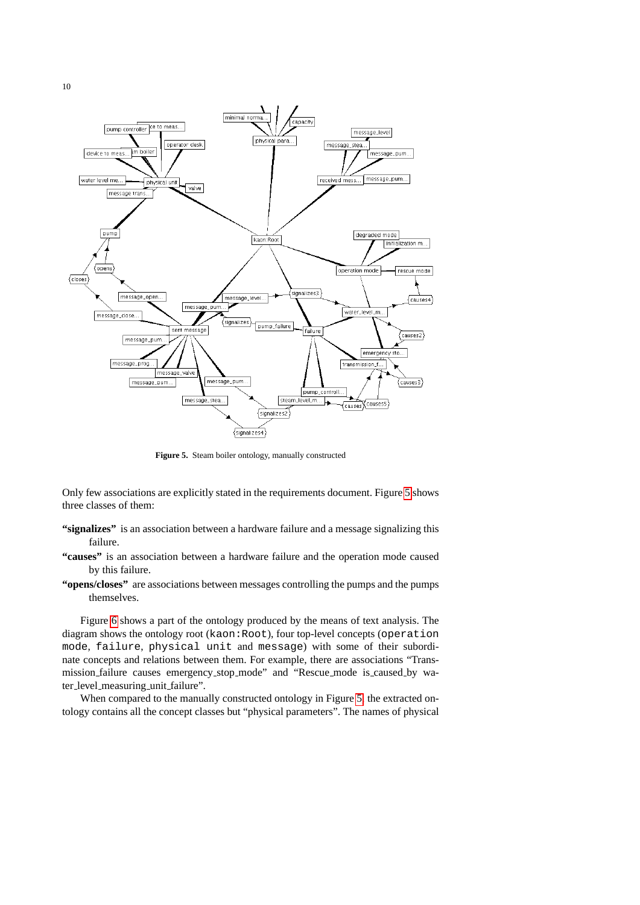**Figure 5.** Steam boiler ontology, manually constructed

Only few associations are explicitly stated in the requirements document. Figure 5 shows three classes of them:

**"signalizes"** is an association between a hardware failure and a message signalizing this failure.

**"causes"** is an association between a hardware failure and the operation mode caused by this failure.

**"opens/closes"** are associations between messages controlling the pumps and the pumps themselves.

Figure 6 shows a part of the ontology produced by the means of text analysis. The diagram shows the ontology root (`kaon:Root`), four top-level concepts (`operation mode`, `failure`, `physical unit` and `message`) with some of their subordinate concepts and relations between them. For example, there are associations "Transmission_failure causes emergency_stop_mode" and "Rescue_mode is_caused_by water_level_measuring_unit_failure".

When compared to the manually constructed ontology in Figure 5, the extracted ontology contains all the concept classes but "physical parameters". The names of physical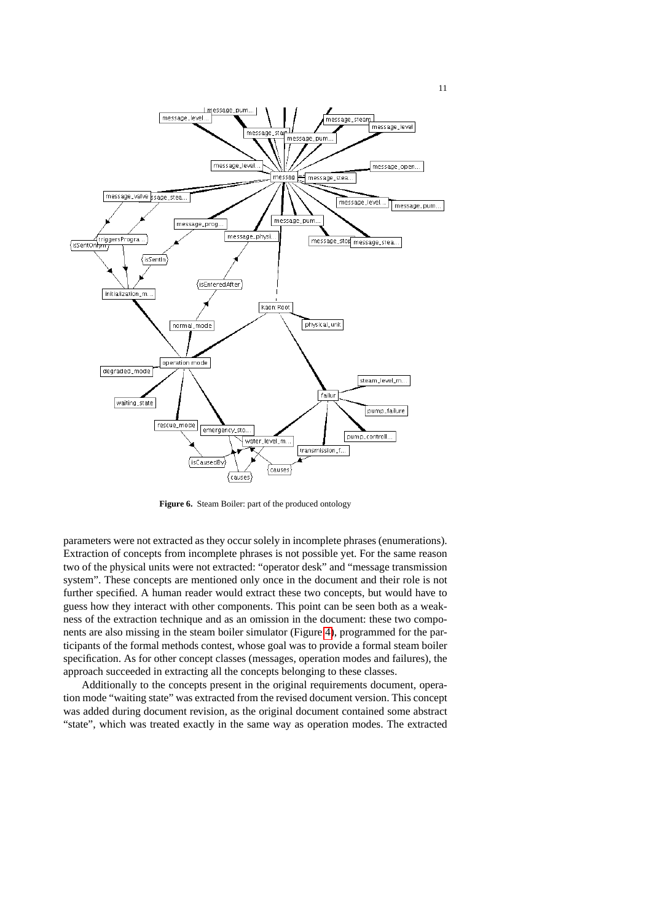**Figure 6.** Steam Boiler: part of the produced ontology

parameters were not extracted as they occur solely in incomplete phrases (enumerations). Extraction of concepts from incomplete phrases is not possible yet. For the same reason two of the physical units were not extracted: “operator desk” and “message transmission system”. These concepts are mentioned only once in the document and their role is not further specified. A human reader would extract these two concepts, but would have to guess how they interact with other components. This point can be seen both as a weakness of the extraction technique and as an omission in the document: these two components are also missing in the steam boiler simulator (Figure 4), programmed for the participants of the formal methods contest, whose goal was to provide a formal steam boiler specification. As for other concept classes (messages, operation modes and failures), the approach succeeded in extracting all the concepts belonging to these classes.

Additionally to the concepts present in the original requirements document, operation mode “waiting state” was extracted from the revised document version. This concept was added during document revision, as the original document contained some abstract “state”, which was treated exactly in the same way as operation modes. The extracted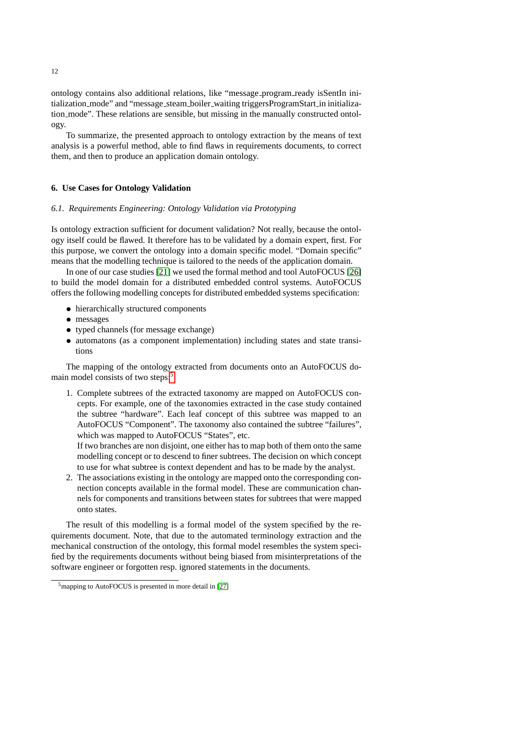ontology contains also additional relations, like "message_program_ready isSentIn initialization_mode" and "message_steam_boiler_waiting triggersProgramStart_in initialization_mode". These relations are sensible, but missing in the manually constructed ontology.

To summarize, the presented approach to ontology extraction by the means of text analysis is a powerful method, able to find flaws in requirements documents, to correct them, and then to produce an application domain ontology.

## 6. Use Cases for Ontology Validation

### *6.1. Requirements Engineering: Ontology Validation via Prototyping*

Is ontology extraction sufficient for document validation? Not really, because the ontology itself could be flawed. It therefore has to be validated by a domain expert, first. For this purpose, we convert the ontology into a domain specific model. "Domain specific" means that the modelling technique is tailored to the needs of the application domain.

In one of our case studies [21] we used the formal method and tool AutoFOCUS [26] to build the model domain for a distributed embedded control systems. AutoFOCUS offers the following modelling concepts for distributed embedded systems specification:

- hierarchically structured components
- messages
- typed channels (for message exchange)
- automatons (as a component implementation) including states and state transitions

The mapping of the ontology extracted from documents onto an AutoFOCUS domain model consists of two steps[5]:

1. Complete subtrees of the extracted taxonomy are mapped on AutoFOCUS concepts. For example, one of the taxonomies extracted in the case study contained the subtree "hardware". Each leaf concept of this subtree was mapped to an AutoFOCUS "Component". The taxonomy also contained the subtree "failures", which was mapped to AutoFOCUS "States", etc.
   If two branches are non disjoint, one either has to map both of them onto the same modelling concept or to descend to finer subtrees. The decision on which concept to use for what subtree is context dependent and has to be made by the analyst.
2. The associations existing in the ontology are mapped onto the corresponding connection concepts available in the formal model. These are communication channels for components and transitions between states for subtrees that were mapped onto states.

The result of this modelling is a formal model of the system specified by the requirements document. Note, that due to the automated terminology extraction and the mechanical construction of the ontology, this formal model resembles the system specified by the requirements documents without being biased from misinterpretations of the software engineer or forgotten resp. ignored statements in the documents.

[5] mapping to AutoFOCUS is presented in more detail in [27]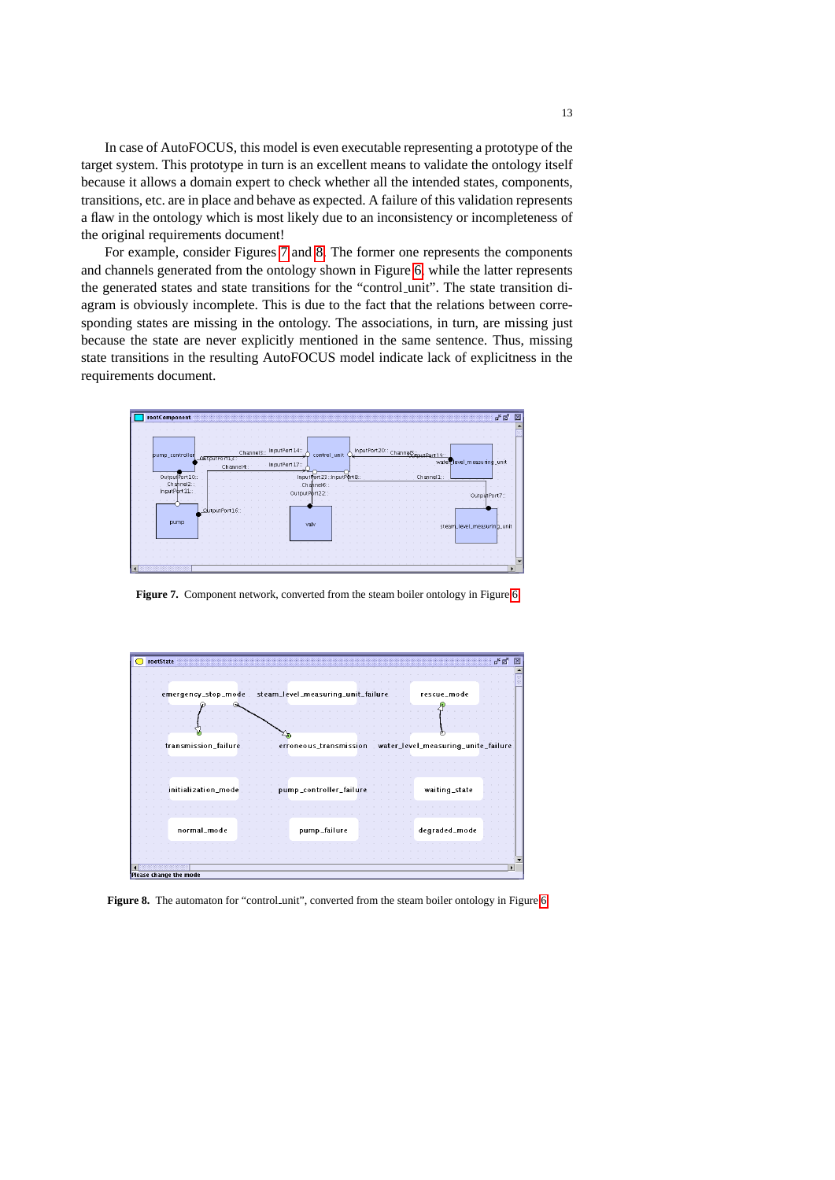In case of AutoFOCUS, this model is even executable representing a prototype of the target system. This prototype in turn is an excellent means to validate the ontology itself because it allows a domain expert to check whether all the intended states, components, transitions, etc. are in place and behave as expected. A failure of this validation represents a flaw in the ontology which is most likely due to an inconsistency or incompleteness of the original requirements document!

For example, consider Figures 7 and 8. The former one represents the components and channels generated from the ontology shown in Figure 6, while the latter represents the generated states and state transitions for the "control_unit". The state transition diagram is obviously incomplete. This is due to the fact that the relations between corresponding states are missing in the ontology. The associations, in turn, are missing just because the state are never explicitly mentioned in the same sentence. Thus, missing state transitions in the resulting AutoFOCUS model indicate lack of explicitness in the requirements document.

**Figure 7.** Component network, converted from the steam boiler ontology in Figure 6

**Figure 8.** The automaton for "control_unit", converted from the steam boiler ontology in Figure 6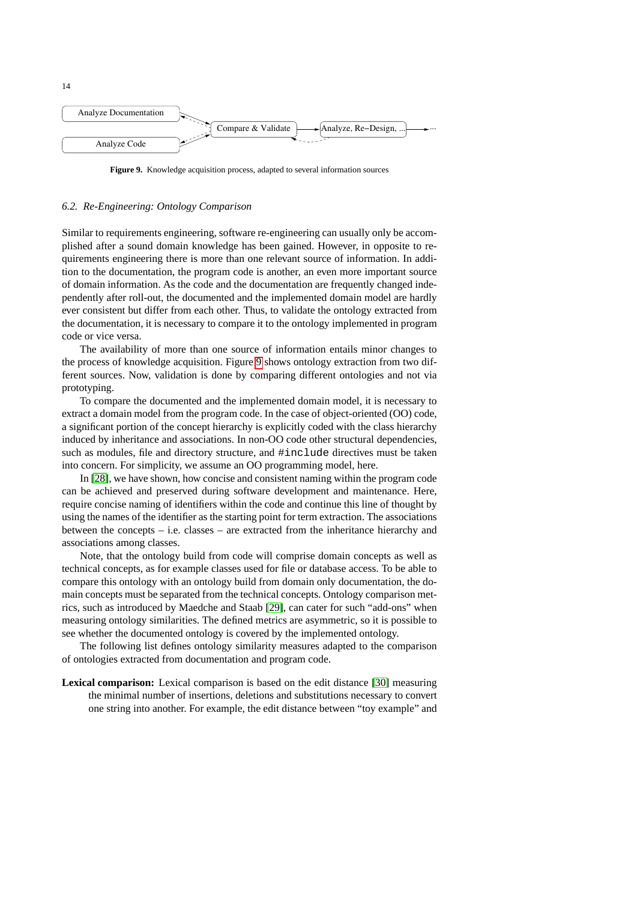Analyze Documentation

Analyze Code

Compare & Validate

Analyze, Re–Design, ...

**Figure 9.** Knowledge acquisition process, adapted to several information sources

### *6.2. Re-Engineering: Ontology Comparison*

Similar to requirements engineering, software re-engineering can usually only be accomplished after a sound domain knowledge has been gained. However, in opposite to requirements engineering there is more than one relevant source of information. In addition to the documentation, the program code is another, an even more important source of domain information. As the code and the documentation are frequently changed independently after roll-out, the documented and the implemented domain model are hardly ever consistent but differ from each other. Thus, to validate the ontology extracted from the documentation, it is necessary to compare it to the ontology implemented in program code or vice versa.

The availability of more than one source of information entails minor changes to the process of knowledge acquisition. Figure 9 shows ontology extraction from two different sources. Now, validation is done by comparing different ontologies and not via prototyping.

To compare the documented and the implemented domain model, it is necessary to extract a domain model from the program code. In the case of object-oriented (OO) code, a significant portion of the concept hierarchy is explicitly coded with the class hierarchy induced by inheritance and associations. In non-OO code other structural dependencies, such as modules, file and directory structure, and `#include` directives must be taken into concern. For simplicity, we assume an OO programming model, here.

In [28], we have shown, how concise and consistent naming within the program code can be achieved and preserved during software development and maintenance. Here, require concise naming of identifiers within the code and continue this line of thought by using the names of the identifier as the starting point for term extraction. The associations between the concepts – i.e. classes – are extracted from the inheritance hierarchy and associations among classes.

Note, that the ontology build from code will comprise domain concepts as well as technical concepts, as for example classes used for file or database access. To be able to compare this ontology with an ontology build from domain only documentation, the domain concepts must be separated from the technical concepts. Ontology comparison metrics, such as introduced by Maedche and Staab [29], can cater for such "add-ons" when measuring ontology similarities. The defined metrics are asymmetric, so it is possible to see whether the documented ontology is covered by the implemented ontology.

The following list defines ontology similarity measures adapted to the comparison of ontologies extracted from documentation and program code.

**Lexical comparison:** Lexical comparison is based on the edit distance [30] measuring the minimal number of insertions, deletions and substitutions necessary to convert one string into another. For example, the edit distance between "toy example" and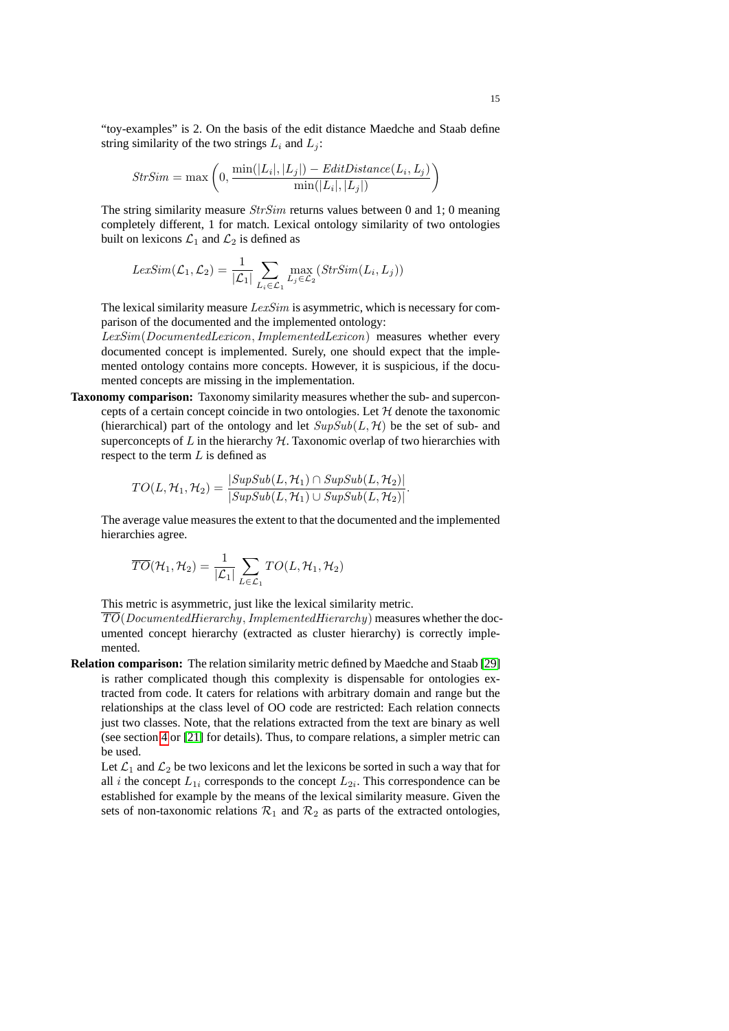"toy-examples" is 2. On the basis of the edit distance Maedche and Staab define string similarity of the two strings $L_i$ and $L_j$:

$$StrSim = \max\left(0, \frac{\min(|L_i|, |L_j|) - EditDistance(L_i, L_j)}{\min(|L_i|, |L_j|)}\right)$$

The string similarity measure $StrSim$ returns values between 0 and 1; 0 meaning completely different, 1 for match. Lexical ontology similarity of two ontologies built on lexicons $\mathcal{L}_1$ and $\mathcal{L}_2$ is defined as

$$LexSim(\mathcal{L}_1, \mathcal{L}_2) = \frac{1}{|\mathcal{L}_1|} \sum_{L_i \in \mathcal{L}_1} \max_{L_j \in \mathcal{L}_2} (StrSim(L_i, L_j))$$

The lexical similarity measure $LexSim$ is asymmetric, which is necessary for comparison of the documented and the implemented ontology:
$LexSim(DocumentedLexicon, ImplementedLexicon)$ measures whether every documented concept is implemented. Surely, one should expect that the implemented ontology contains more concepts. However, it is suspicious, if the documented concepts are missing in the implementation.

**Taxonomy comparison:** Taxonomy similarity measures whether the sub- and superconcepts of a certain concept coincide in two ontologies. Let $\mathcal{H}$ denote the taxonomic (hierarchical) part of the ontology and let $SupSub(L, \mathcal{H})$ be the set of sub- and superconcepts of $L$ in the hierarchy $\mathcal{H}$. Taxonomic overlap of two hierarchies with respect to the term $L$ is defined as

$$TO(L, \mathcal{H}_1, \mathcal{H}_2) = \frac{|SupSub(L, \mathcal{H}_1) \cap SupSub(L, \mathcal{H}_2)|}{|SupSub(L, \mathcal{H}_1) \cup SupSub(L, \mathcal{H}_2)|}.$$

The average value measures the extent to that the documented and the implemented hierarchies agree.

$$\overline{TO}(\mathcal{H}_1, \mathcal{H}_2) = \frac{1}{|\mathcal{L}_1|} \sum_{L \in \mathcal{L}_1} TO(L, \mathcal{H}_1, \mathcal{H}_2)$$

This metric is asymmetric, just like the lexical similarity metric.
$\overline{TO}(DocumentedHierarchy, ImplementedHierarchy)$ measures whether the documented concept hierarchy (extracted as cluster hierarchy) is correctly implemented.

**Relation comparison:** The relation similarity metric defined by Maedche and Staab [29] is rather complicated though this complexity is dispensable for ontologies extracted from code. It caters for relations with arbitrary domain and range but the relationships at the class level of OO code are restricted: Each relation connects just two classes. Note, that the relations extracted from the text are binary as well (see section 4 or [21] for details). Thus, to compare relations, a simpler metric can be used.

Let $\mathcal{L}_1$ and $\mathcal{L}_2$ be two lexicons and let the lexicons be sorted in such a way that for all $i$ the concept $L_{1i}$ corresponds to the concept $L_{2i}$. This correspondence can be established for example by the means of the lexical similarity measure. Given the sets of non-taxonomic relations $\mathcal{R}_1$ and $\mathcal{R}_2$ as parts of the extracted ontologies,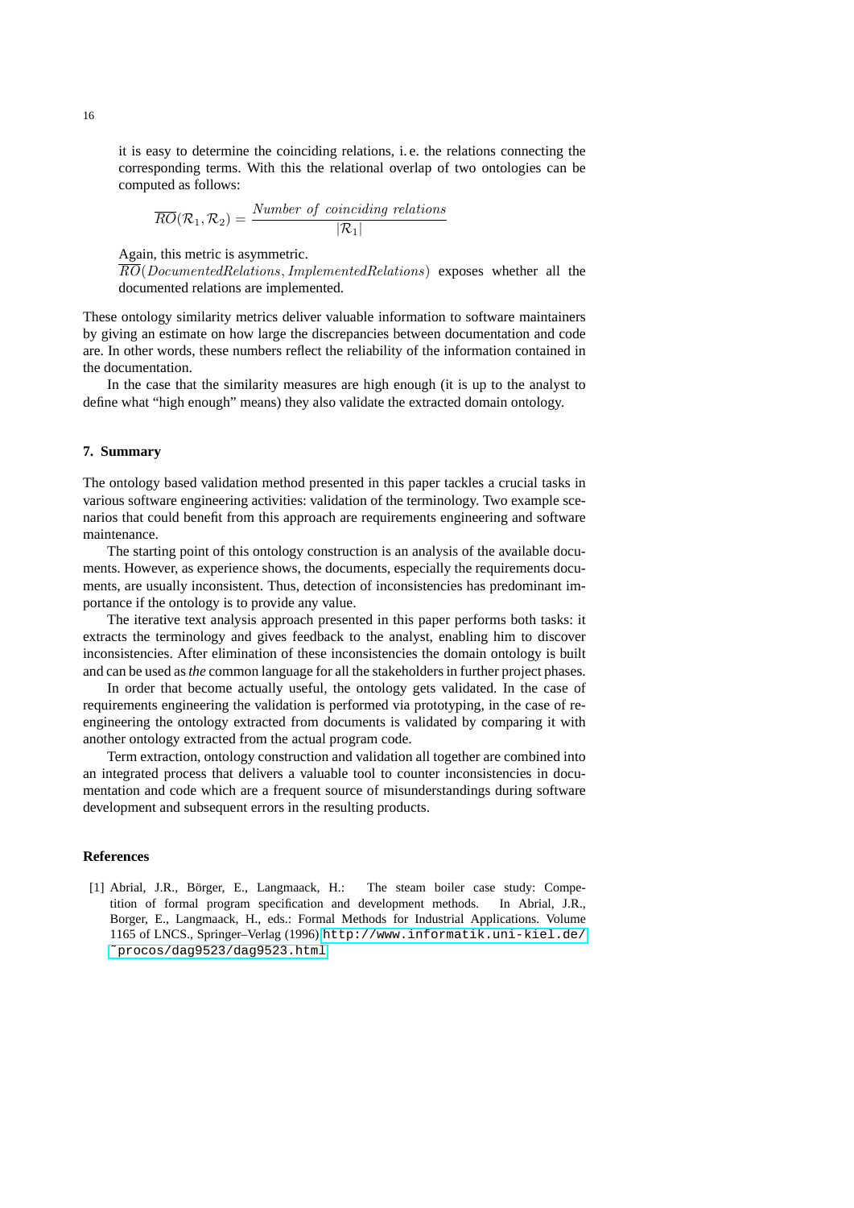it is easy to determine the coinciding relations, i. e. the relations connecting the corresponding terms. With this the relational overlap of two ontologies can be computed as follows:

$$\overline{RO}(\mathcal{R}_1, \mathcal{R}_2) = \frac{Number\ of\ coinciding\ relations}{|\mathcal{R}_1|}$$

Again, this metric is asymmetric.
$\overline{RO}(DocumentedRelations, ImplementedRelations)$ exposes whether all the documented relations are implemented.

These ontology similarity metrics deliver valuable information to software maintainers by giving an estimate on how large the discrepancies between documentation and code are. In other words, these numbers reflect the reliability of the information contained in the documentation.

In the case that the similarity measures are high enough (it is up to the analyst to define what "high enough" means) they also validate the extracted domain ontology.

## 7. Summary

The ontology based validation method presented in this paper tackles a crucial tasks in various software engineering activities: validation of the terminology. Two example scenarios that could benefit from this approach are requirements engineering and software maintenance.

The starting point of this ontology construction is an analysis of the available documents. However, as experience shows, the documents, especially the requirements documents, are usually inconsistent. Thus, detection of inconsistencies has predominant importance if the ontology is to provide any value.

The iterative text analysis approach presented in this paper performs both tasks: it extracts the terminology and gives feedback to the analyst, enabling him to discover inconsistencies. After elimination of these inconsistencies the domain ontology is built and can be used as *the* common language for all the stakeholders in further project phases.

In order that become actually useful, the ontology gets validated. In the case of requirements engineering the validation is performed via prototyping, in the case of re-engineering the ontology extracted from documents is validated by comparing it with another ontology extracted from the actual program code.

Term extraction, ontology construction and validation all together are combined into an integrated process that delivers a valuable tool to counter inconsistencies in documentation and code which are a frequent source of misunderstandings during software development and subsequent errors in the resulting products.

## References

[1] Abrial, J.R., Börger, E., Langmaack, H.: The steam boiler case study: Competition of formal program specification and development methods. In Abrial, J.R., Borger, E., Langmaack, H., eds.: Formal Methods for Industrial Applications. Volume 1165 of LNCS., Springer–Verlag (1996) http://www.informatik.uni-kiel.de/~procos/dag9523/dag9523.html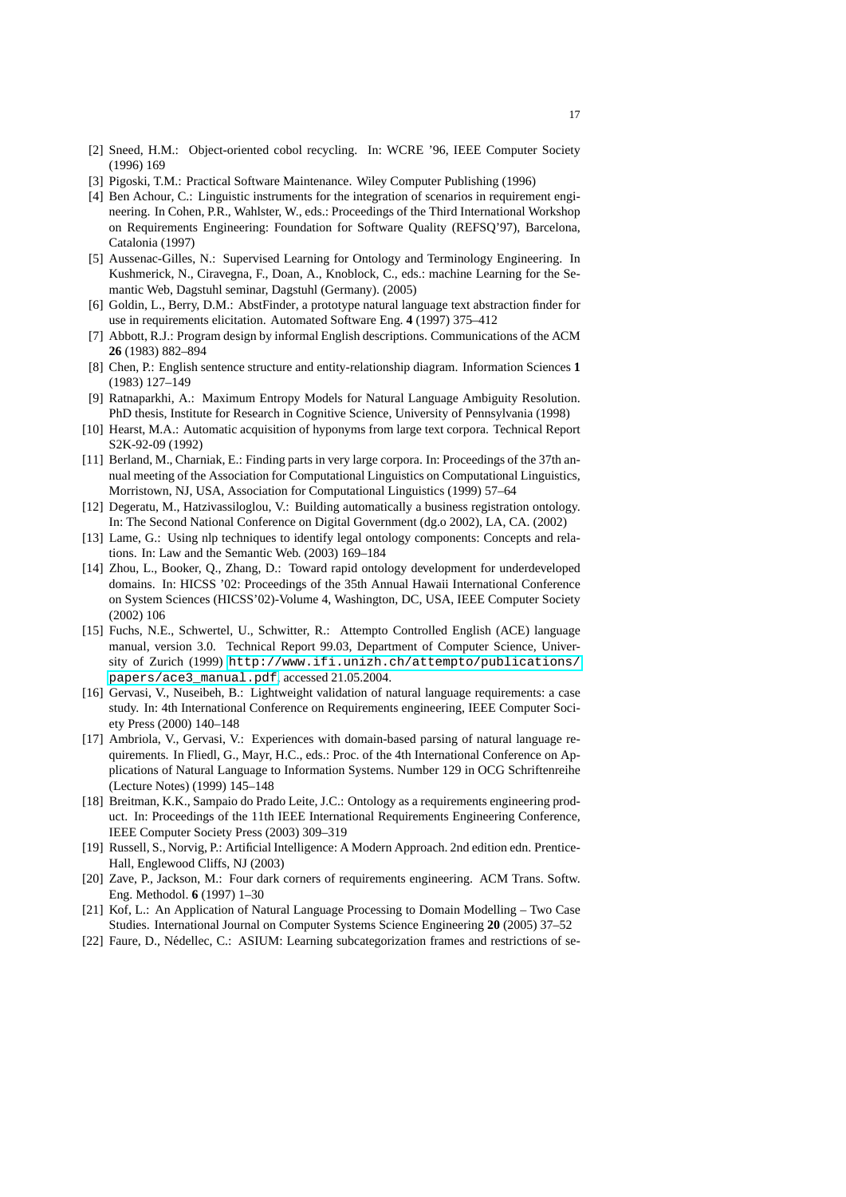[2] Sneed, H.M.: Object-oriented cobol recycling. In: WCRE '96, IEEE Computer Society (1996) 169

[3] Pigoski, T.M.: Practical Software Maintenance. Wiley Computer Publishing (1996)

[4] Ben Achour, C.: Linguistic instruments for the integration of scenarios in requirement engineering. In Cohen, P.R., Wahlster, W., eds.: Proceedings of the Third International Workshop on Requirements Engineering: Foundation for Software Quality (REFSQ'97), Barcelona, Catalonia (1997)

[5] Aussenac-Gilles, N.: Supervised Learning for Ontology and Terminology Engineering. In Kushmerick, N., Ciravegna, F., Doan, A., Knoblock, C., eds.: machine Learning for the Semantic Web, Dagstuhl seminar, Dagstuhl (Germany). (2005)

[6] Goldin, L., Berry, D.M.: AbstFinder, a prototype natural language text abstraction finder for use in requirements elicitation. Automated Software Eng. **4** (1997) 375–412

[7] Abbott, R.J.: Program design by informal English descriptions. Communications of the ACM **26** (1983) 882–894

[8] Chen, P.: English sentence structure and entity-relationship diagram. Information Sciences **1** (1983) 127–149

[9] Ratnaparkhi, A.: Maximum Entropy Models for Natural Language Ambiguity Resolution. PhD thesis, Institute for Research in Cognitive Science, University of Pennsylvania (1998)

[10] Hearst, M.A.: Automatic acquisition of hyponyms from large text corpora. Technical Report S2K-92-09 (1992)

[11] Berland, M., Charniak, E.: Finding parts in very large corpora. In: Proceedings of the 37th annual meeting of the Association for Computational Linguistics on Computational Linguistics, Morristown, NJ, USA, Association for Computational Linguistics (1999) 57–64

[12] Degeratu, M., Hatzivassiloglou, V.: Building automatically a business registration ontology. In: The Second National Conference on Digital Government (dg.o 2002), LA, CA. (2002)

[13] Lame, G.: Using nlp techniques to identify legal ontology components: Concepts and relations. In: Law and the Semantic Web. (2003) 169–184

[14] Zhou, L., Booker, Q., Zhang, D.: Toward rapid ontology development for underdeveloped domains. In: HICSS '02: Proceedings of the 35th Annual Hawaii International Conference on System Sciences (HICSS'02)-Volume 4, Washington, DC, USA, IEEE Computer Society (2002) 106

[15] Fuchs, N.E., Schwertel, U., Schwitter, R.: Attempto Controlled English (ACE) language manual, version 3.0. Technical Report 99.03, Department of Computer Science, University of Zurich (1999) http://www.ifi.unizh.ch/attempto/publications/papers/ace3_manual.pdf, accessed 21.05.2004.

[16] Gervasi, V., Nuseibeh, B.: Lightweight validation of natural language requirements: a case study. In: 4th International Conference on Requirements engineering, IEEE Computer Society Press (2000) 140–148

[17] Ambriola, V., Gervasi, V.: Experiences with domain-based parsing of natural language requirements. In Fliedl, G., Mayr, H.C., eds.: Proc. of the 4th International Conference on Applications of Natural Language to Information Systems. Number 129 in OCG Schriftenreihe (Lecture Notes) (1999) 145–148

[18] Breitman, K.K., Sampaio do Prado Leite, J.C.: Ontology as a requirements engineering product. In: Proceedings of the 11th IEEE International Requirements Engineering Conference, IEEE Computer Society Press (2003) 309–319

[19] Russell, S., Norvig, P.: Artificial Intelligence: A Modern Approach. 2nd edition edn. Prentice-Hall, Englewood Cliffs, NJ (2003)

[20] Zave, P., Jackson, M.: Four dark corners of requirements engineering. ACM Trans. Softw. Eng. Methodol. **6** (1997) 1–30

[21] Kof, L.: An Application of Natural Language Processing to Domain Modelling – Two Case Studies. International Journal on Computer Systems Science Engineering **20** (2005) 37–52

[22] Faure, D., Nédellec, C.: ASIUM: Learning subcategorization frames and restrictions of se-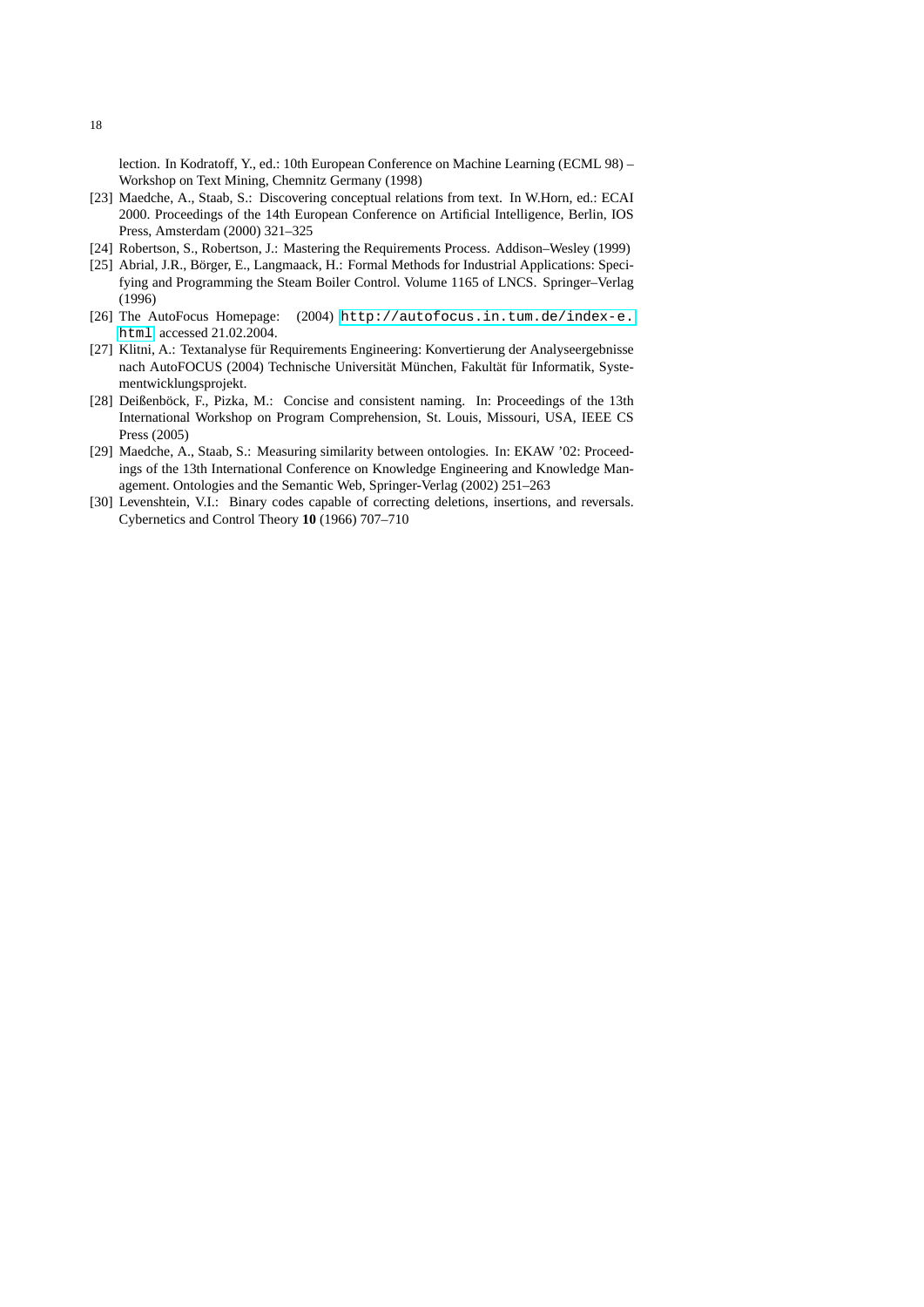lection. In Kodratoff, Y., ed.: 10th European Conference on Machine Learning (ECML 98) – Workshop on Text Mining, Chemnitz Germany (1998)

[23] Maedche, A., Staab, S.: Discovering conceptual relations from text. In W.Horn, ed.: ECAI 2000. Proceedings of the 14th European Conference on Artificial Intelligence, Berlin, IOS Press, Amsterdam (2000) 321–325

[24] Robertson, S., Robertson, J.: Mastering the Requirements Process. Addison–Wesley (1999)

[25] Abrial, J.R., Börger, E., Langmaack, H.: Formal Methods for Industrial Applications: Specifying and Programming the Steam Boiler Control. Volume 1165 of LNCS. Springer–Verlag (1996)

[26] The AutoFocus Homepage: (2004) `http://autofocus.in.tum.de/index-e.html` accessed 21.02.2004.

[27] Klitni, A.: Textanalyse für Requirements Engineering: Konvertierung der Analyseergebnisse nach AutoFOCUS (2004) Technische Universität München, Fakultät für Informatik, Systementwicklungsprojekt.

[28] Deißenböck, F., Pizka, M.: Concise and consistent naming. In: Proceedings of the 13th International Workshop on Program Comprehension, St. Louis, Missouri, USA, IEEE CS Press (2005)

[29] Maedche, A., Staab, S.: Measuring similarity between ontologies. In: EKAW '02: Proceedings of the 13th International Conference on Knowledge Engineering and Knowledge Management. Ontologies and the Semantic Web, Springer-Verlag (2002) 251–263

[30] Levenshtein, V.I.: Binary codes capable of correcting deletions, insertions, and reversals. Cybernetics and Control Theory **10** (1966) 707–710